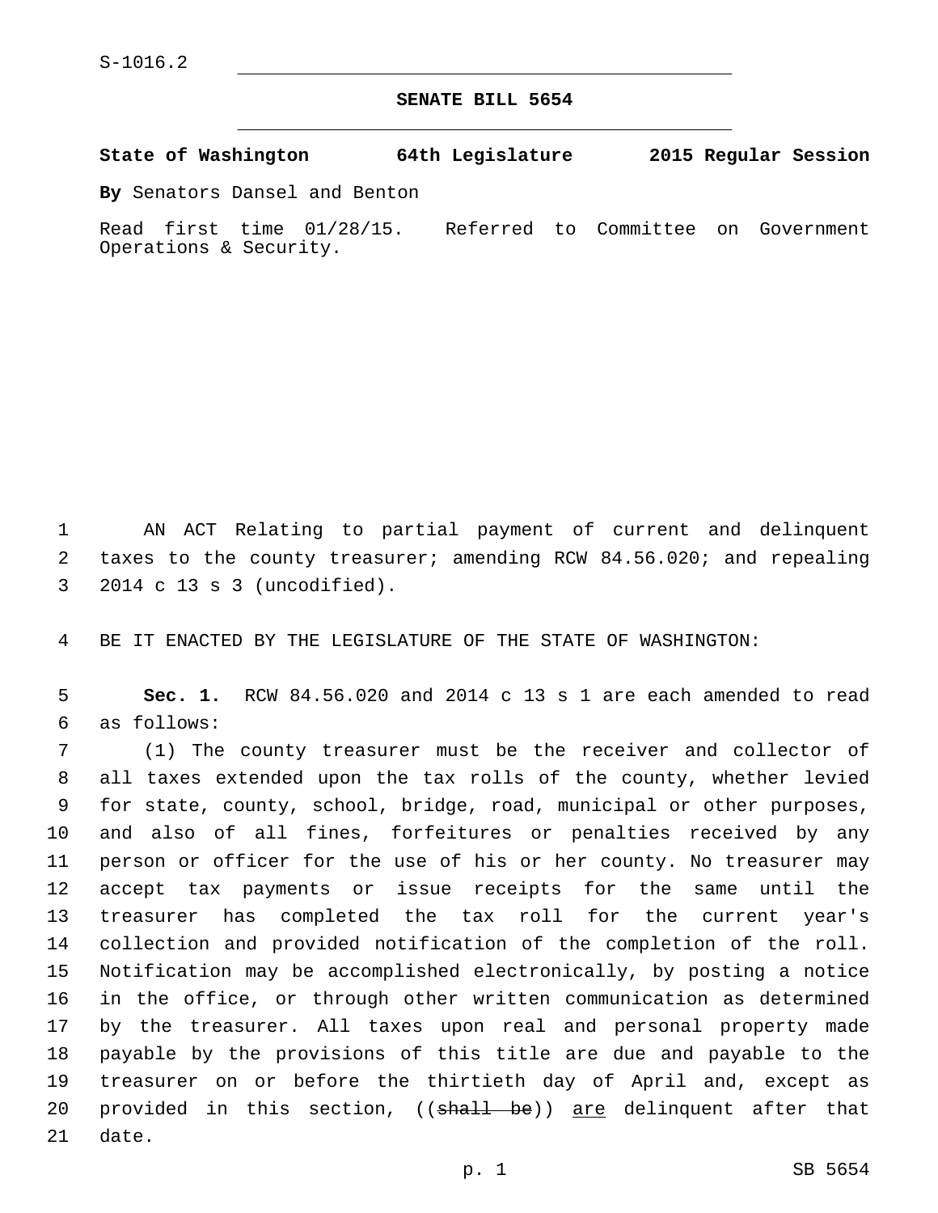S-1016.2

**SENATE BILL 5654**

**State of Washington 64th Legislature 2015 Regular Session**

**By** Senators Dansel and Benton

Read first time 01/28/15. Referred to Committee on Government Operations & Security.

AN ACT Relating to partial payment of current and delinquent taxes to the county treasurer; amending RCW 84.56.020; and repealing 2014 c 13 s 3 (uncodified).

BE IT ENACTED BY THE LEGISLATURE OF THE STATE OF WASHINGTON:

**Sec. 1.** RCW 84.56.020 and 2014 c 13 s 1 are each amended to read as follows:

(1) The county treasurer must be the receiver and collector of all taxes extended upon the tax rolls of the county, whether levied for state, county, school, bridge, road, municipal or other purposes, and also of all fines, forfeitures or penalties received by any person or officer for the use of his or her county. No treasurer may accept tax payments or issue receipts for the same until the treasurer has completed the tax roll for the current year's collection and provided notification of the completion of the roll. Notification may be accomplished electronically, by posting a notice in the office, or through other written communication as determined by the treasurer. All taxes upon real and personal property made payable by the provisions of this title are due and payable to the treasurer on or before the thirtieth day of April and, except as provided in this section, ((~~shall be~~)) <u>are</u> delinquent after that date.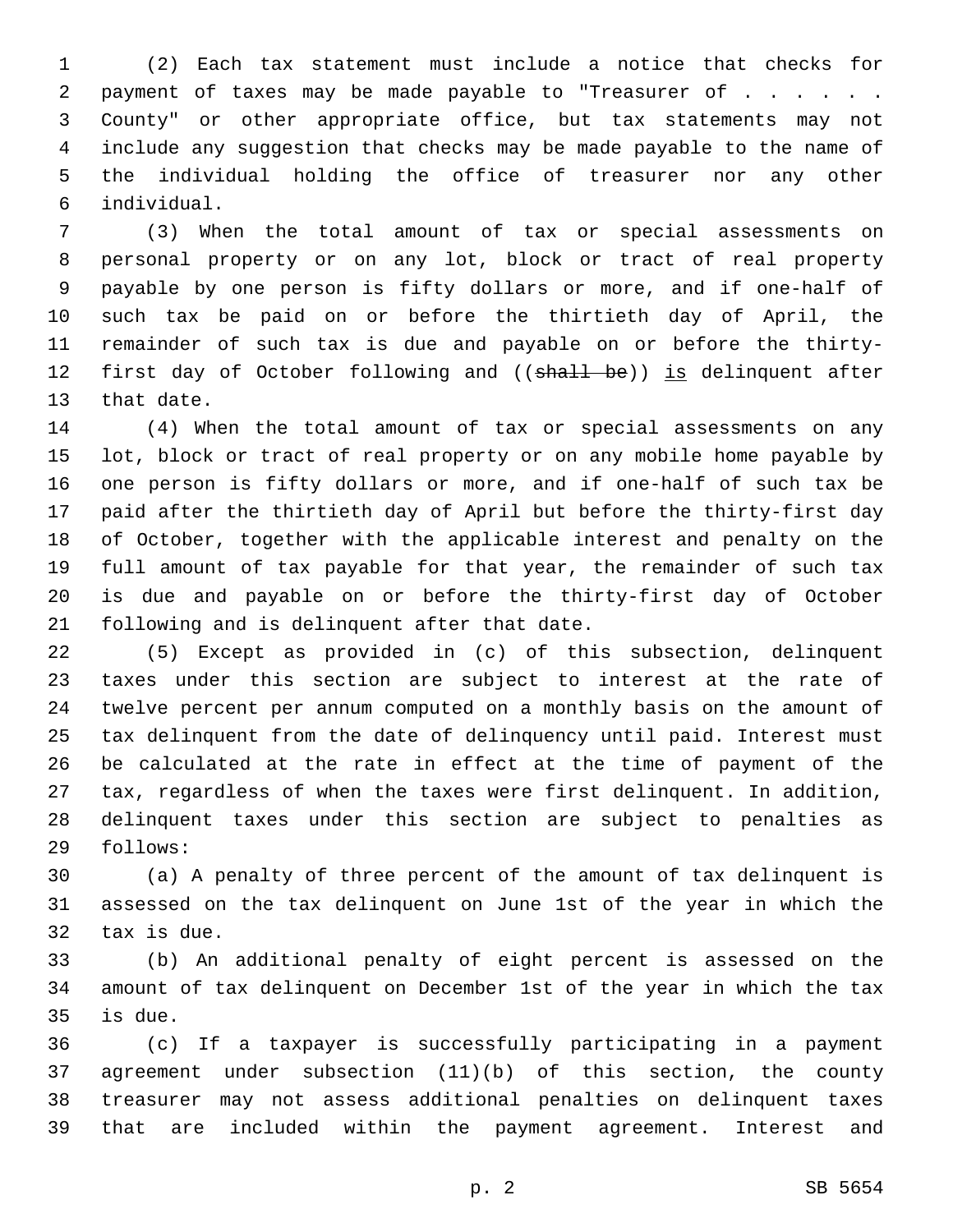(2) Each tax statement must include a notice that checks for payment of taxes may be made payable to "Treasurer of . . . . . . County" or other appropriate office, but tax statements may not include any suggestion that checks may be made payable to the name of the individual holding the office of treasurer nor any other individual.

(3) When the total amount of tax or special assessments on personal property or on any lot, block or tract of real property payable by one person is fifty dollars or more, and if one-half of such tax be paid on or before the thirtieth day of April, the remainder of such tax is due and payable on or before the thirty-first day of October following and ((~~shall be~~)) is delinquent after that date.

(4) When the total amount of tax or special assessments on any lot, block or tract of real property or on any mobile home payable by one person is fifty dollars or more, and if one-half of such tax be paid after the thirtieth day of April but before the thirty-first day of October, together with the applicable interest and penalty on the full amount of tax payable for that year, the remainder of such tax is due and payable on or before the thirty-first day of October following and is delinquent after that date.

(5) Except as provided in (c) of this subsection, delinquent taxes under this section are subject to interest at the rate of twelve percent per annum computed on a monthly basis on the amount of tax delinquent from the date of delinquency until paid. Interest must be calculated at the rate in effect at the time of payment of the tax, regardless of when the taxes were first delinquent. In addition, delinquent taxes under this section are subject to penalties as follows:

(a) A penalty of three percent of the amount of tax delinquent is assessed on the tax delinquent on June 1st of the year in which the tax is due.

(b) An additional penalty of eight percent is assessed on the amount of tax delinquent on December 1st of the year in which the tax is due.

(c) If a taxpayer is successfully participating in a payment agreement under subsection (11)(b) of this section, the county treasurer may not assess additional penalties on delinquent taxes that are included within the payment agreement. Interest and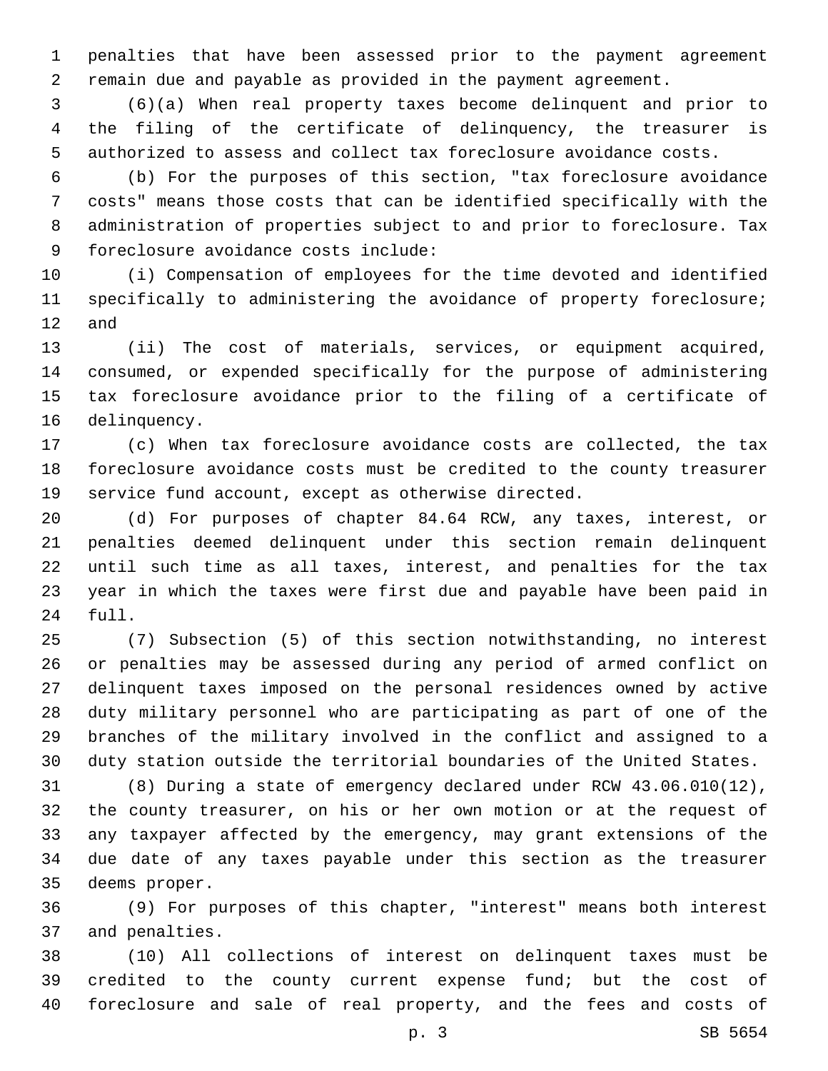penalties that have been assessed prior to the payment agreement remain due and payable as provided in the payment agreement.

(6)(a) When real property taxes become delinquent and prior to the filing of the certificate of delinquency, the treasurer is authorized to assess and collect tax foreclosure avoidance costs.

(b) For the purposes of this section, "tax foreclosure avoidance costs" means those costs that can be identified specifically with the administration of properties subject to and prior to foreclosure. Tax foreclosure avoidance costs include:

(i) Compensation of employees for the time devoted and identified specifically to administering the avoidance of property foreclosure; and

(ii) The cost of materials, services, or equipment acquired, consumed, or expended specifically for the purpose of administering tax foreclosure avoidance prior to the filing of a certificate of delinquency.

(c) When tax foreclosure avoidance costs are collected, the tax foreclosure avoidance costs must be credited to the county treasurer service fund account, except as otherwise directed.

(d) For purposes of chapter 84.64 RCW, any taxes, interest, or penalties deemed delinquent under this section remain delinquent until such time as all taxes, interest, and penalties for the tax year in which the taxes were first due and payable have been paid in full.

(7) Subsection (5) of this section notwithstanding, no interest or penalties may be assessed during any period of armed conflict on delinquent taxes imposed on the personal residences owned by active duty military personnel who are participating as part of one of the branches of the military involved in the conflict and assigned to a duty station outside the territorial boundaries of the United States.

(8) During a state of emergency declared under RCW 43.06.010(12), the county treasurer, on his or her own motion or at the request of any taxpayer affected by the emergency, may grant extensions of the due date of any taxes payable under this section as the treasurer deems proper.

(9) For purposes of this chapter, "interest" means both interest and penalties.

(10) All collections of interest on delinquent taxes must be credited to the county current expense fund; but the cost of foreclosure and sale of real property, and the fees and costs of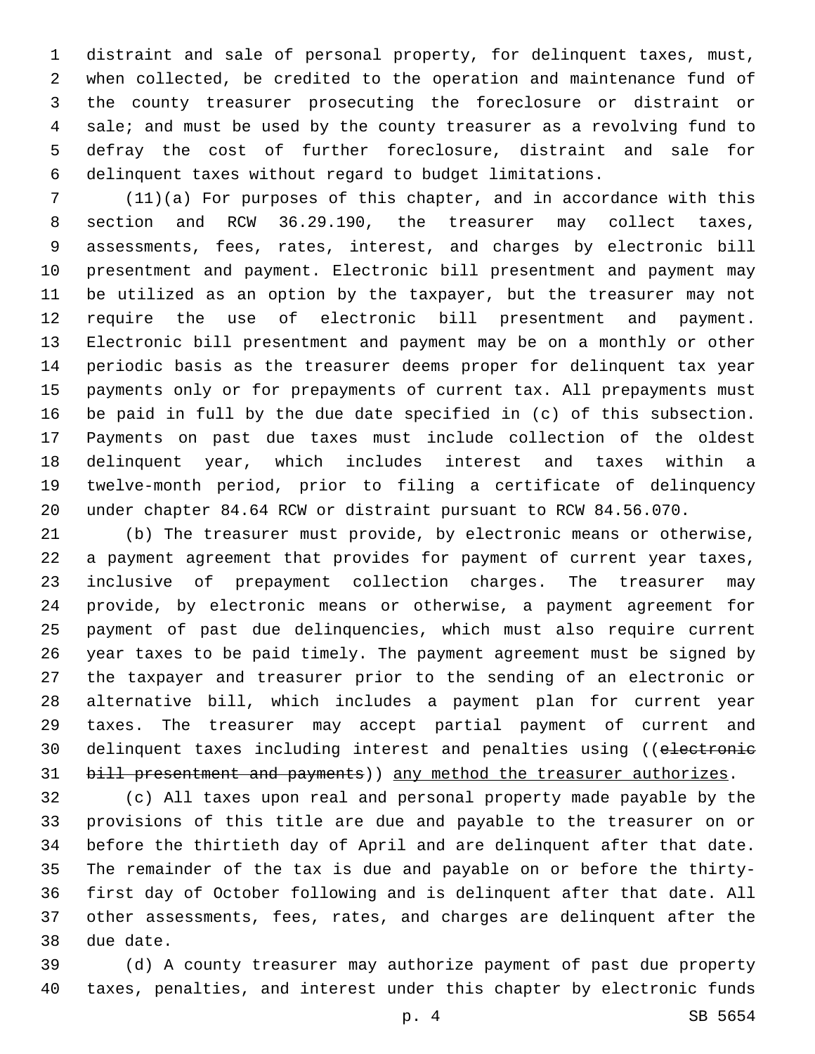distraint and sale of personal property, for delinquent taxes, must, when collected, be credited to the operation and maintenance fund of the county treasurer prosecuting the foreclosure or distraint or sale; and must be used by the county treasurer as a revolving fund to defray the cost of further foreclosure, distraint and sale for delinquent taxes without regard to budget limitations.

(11)(a) For purposes of this chapter, and in accordance with this section and RCW 36.29.190, the treasurer may collect taxes, assessments, fees, rates, interest, and charges by electronic bill presentment and payment. Electronic bill presentment and payment may be utilized as an option by the taxpayer, but the treasurer may not require the use of electronic bill presentment and payment. Electronic bill presentment and payment may be on a monthly or other periodic basis as the treasurer deems proper for delinquent tax year payments only or for prepayments of current tax. All prepayments must be paid in full by the due date specified in (c) of this subsection. Payments on past due taxes must include collection of the oldest delinquent year, which includes interest and taxes within a twelve-month period, prior to filing a certificate of delinquency under chapter 84.64 RCW or distraint pursuant to RCW 84.56.070.

(b) The treasurer must provide, by electronic means or otherwise, a payment agreement that provides for payment of current year taxes, inclusive of prepayment collection charges. The treasurer may provide, by electronic means or otherwise, a payment agreement for payment of past due delinquencies, which must also require current year taxes to be paid timely. The payment agreement must be signed by the taxpayer and treasurer prior to the sending of an electronic or alternative bill, which includes a payment plan for current year taxes. The treasurer may accept partial payment of current and delinquent taxes including interest and penalties using ((~~electronic bill presentment and payments~~)) <u>any method the treasurer authorizes</u>.

(c) All taxes upon real and personal property made payable by the provisions of this title are due and payable to the treasurer on or before the thirtieth day of April and are delinquent after that date. The remainder of the tax is due and payable on or before the thirty-first day of October following and is delinquent after that date. All other assessments, fees, rates, and charges are delinquent after the due date.

(d) A county treasurer may authorize payment of past due property taxes, penalties, and interest under this chapter by electronic funds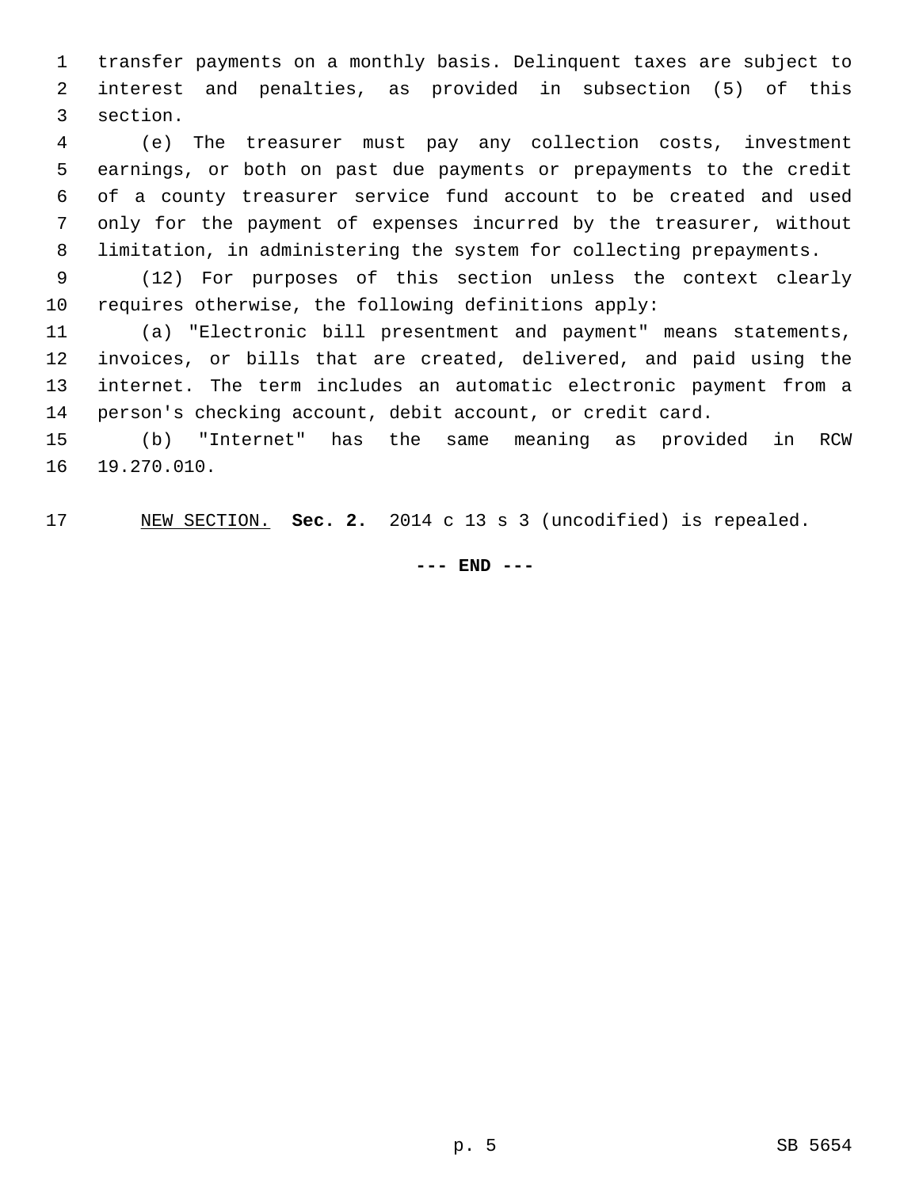transfer payments on a monthly basis. Delinquent taxes are subject to interest and penalties, as provided in subsection (5) of this section.

(e) The treasurer must pay any collection costs, investment earnings, or both on past due payments or prepayments to the credit of a county treasurer service fund account to be created and used only for the payment of expenses incurred by the treasurer, without limitation, in administering the system for collecting prepayments.

(12) For purposes of this section unless the context clearly requires otherwise, the following definitions apply:

(a) "Electronic bill presentment and payment" means statements, invoices, or bills that are created, delivered, and paid using the internet. The term includes an automatic electronic payment from a person's checking account, debit account, or credit card.

(b) "Internet" has the same meaning as provided in RCW 19.270.010.

NEW SECTION. **Sec. 2.** 2014 c 13 s 3 (uncodified) is repealed.

**--- END ---**